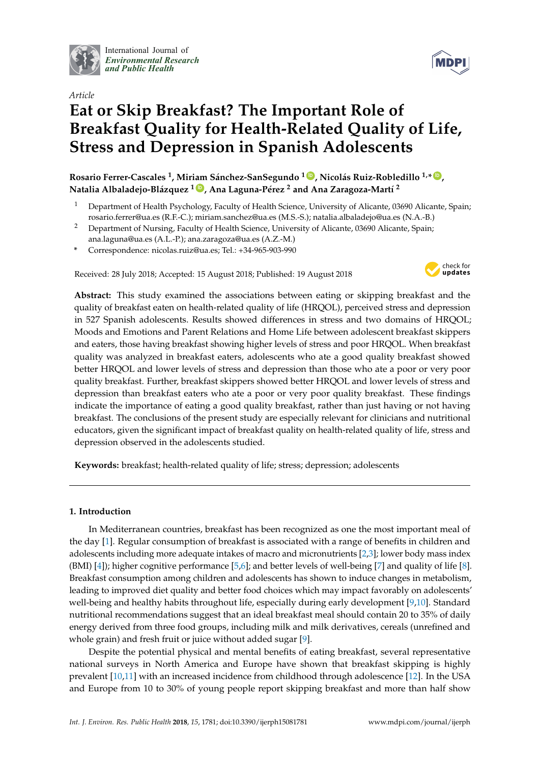International Journal of
*Environmental Research and Public Health*

*Article*

# Eat or Skip Breakfast? The Important Role of Breakfast Quality for Health-Related Quality of Life, Stress and Depression in Spanish Adolescents

**Rosario Ferrer-Cascales [1], Miriam Sánchez-SanSegundo [1], Nicolás Ruiz-Robledillo [1,*], Natalia Albaladejo-Blázquez [1], Ana Laguna-Pérez [2] and Ana Zaragoza-Martí [2]**

[1] Department of Health Psychology, Faculty of Health Science, University of Alicante, 03690 Alicante, Spain; rosario.ferrer@ua.es (R.F.-C.); miriam.sanchez@ua.es (M.S.-S.); natalia.albaladejo@ua.es (N.A.-B.)

[2] Department of Nursing, Faculty of Health Science, University of Alicante, 03690 Alicante, Spain; ana.laguna@ua.es (A.L.-P.); ana.zaragoza@ua.es (A.Z.-M.)

\* Correspondence: nicolas.ruiz@ua.es; Tel.: +34-965-903-990

Received: 28 July 2018; Accepted: 15 August 2018; Published: 19 August 2018

**Abstract:** This study examined the associations between eating or skipping breakfast and the quality of breakfast eaten on health-related quality of life (HRQOL), perceived stress and depression in 527 Spanish adolescents. Results showed differences in stress and two domains of HRQOL; Moods and Emotions and Parent Relations and Home Life between adolescent breakfast skippers and eaters, those having breakfast showing higher levels of stress and poor HRQOL. When breakfast quality was analyzed in breakfast eaters, adolescents who ate a good quality breakfast showed better HRQOL and lower levels of stress and depression than those who ate a poor or very poor quality breakfast. Further, breakfast skippers showed better HRQOL and lower levels of stress and depression than breakfast eaters who ate a poor or very poor quality breakfast. These findings indicate the importance of eating a good quality breakfast, rather than just having or not having breakfast. The conclusions of the present study are especially relevant for clinicians and nutritional educators, given the significant impact of breakfast quality on health-related quality of life, stress and depression observed in the adolescents studied.

**Keywords:** breakfast; health-related quality of life; stress; depression; adolescents

## 1. Introduction

In Mediterranean countries, breakfast has been recognized as one the most important meal of the day [1]. Regular consumption of breakfast is associated with a range of benefits in children and adolescents including more adequate intakes of macro and micronutrients [2,3]; lower body mass index (BMI) [4]); higher cognitive performance [5,6]; and better levels of well-being [7] and quality of life [8]. Breakfast consumption among children and adolescents has shown to induce changes in metabolism, leading to improved diet quality and better food choices which may impact favorably on adolescents' well-being and healthy habits throughout life, especially during early development [9,10]. Standard nutritional recommendations suggest that an ideal breakfast meal should contain 20 to 35% of daily energy derived from three food groups, including milk and milk derivatives, cereals (unrefined and whole grain) and fresh fruit or juice without added sugar [9].

Despite the potential physical and mental benefits of eating breakfast, several representative national surveys in North America and Europe have shown that breakfast skipping is highly prevalent [10,11] with an increased incidence from childhood through adolescence [12]. In the USA and Europe from 10 to 30% of young people report skipping breakfast and more than half show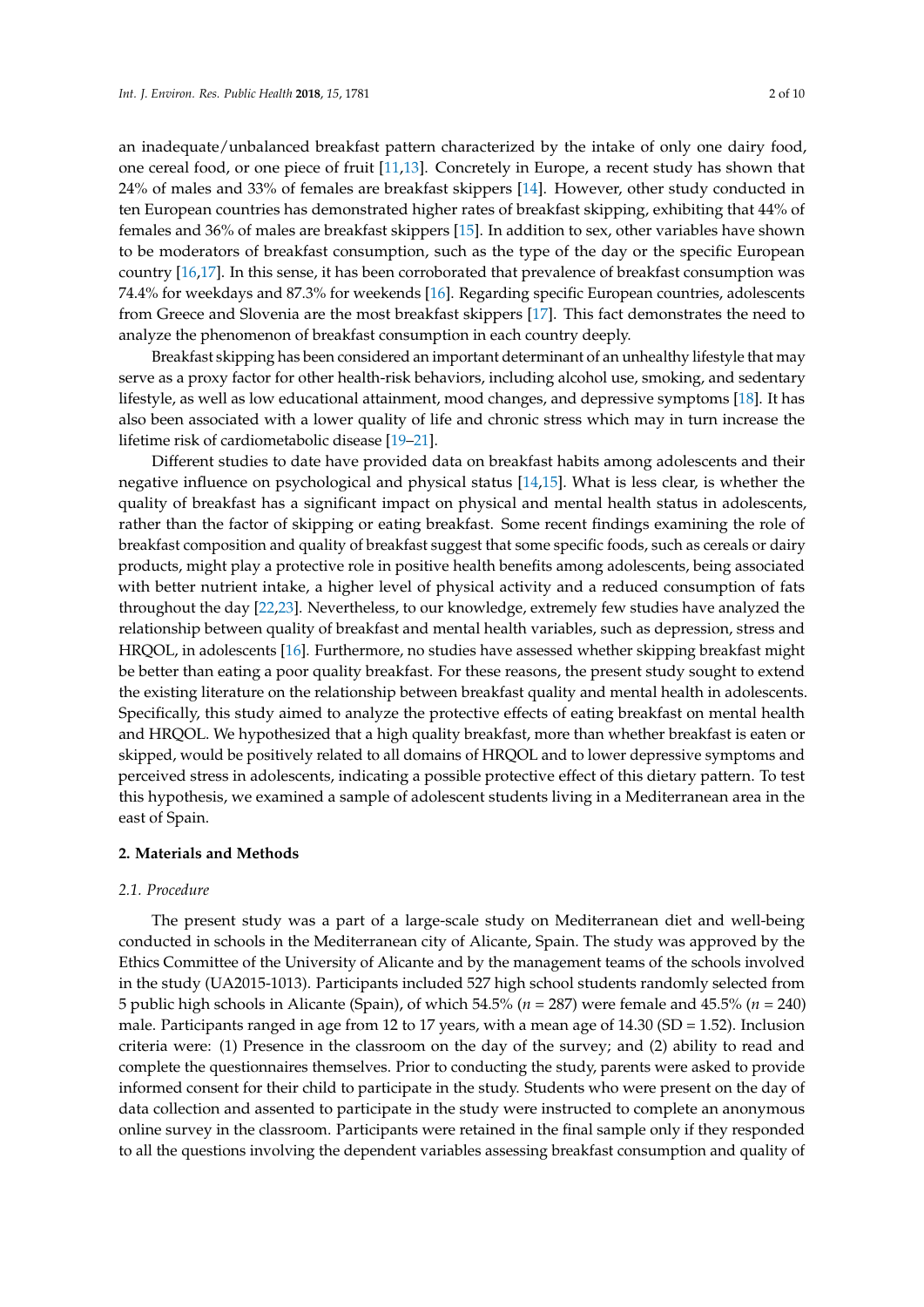an inadequate/unbalanced breakfast pattern characterized by the intake of only one dairy food, one cereal food, or one piece of fruit [11,13]. Concretely in Europe, a recent study has shown that 24% of males and 33% of females are breakfast skippers [14]. However, other study conducted in ten European countries has demonstrated higher rates of breakfast skipping, exhibiting that 44% of females and 36% of males are breakfast skippers [15]. In addition to sex, other variables have shown to be moderators of breakfast consumption, such as the type of the day or the specific European country [16,17]. In this sense, it has been corroborated that prevalence of breakfast consumption was 74.4% for weekdays and 87.3% for weekends [16]. Regarding specific European countries, adolescents from Greece and Slovenia are the most breakfast skippers [17]. This fact demonstrates the need to analyze the phenomenon of breakfast consumption in each country deeply.

Breakfast skipping has been considered an important determinant of an unhealthy lifestyle that may serve as a proxy factor for other health-risk behaviors, including alcohol use, smoking, and sedentary lifestyle, as well as low educational attainment, mood changes, and depressive symptoms [18]. It has also been associated with a lower quality of life and chronic stress which may in turn increase the lifetime risk of cardiometabolic disease [19–21].

Different studies to date have provided data on breakfast habits among adolescents and their negative influence on psychological and physical status [14,15]. What is less clear, is whether the quality of breakfast has a significant impact on physical and mental health status in adolescents, rather than the factor of skipping or eating breakfast. Some recent findings examining the role of breakfast composition and quality of breakfast suggest that some specific foods, such as cereals or dairy products, might play a protective role in positive health benefits among adolescents, being associated with better nutrient intake, a higher level of physical activity and a reduced consumption of fats throughout the day [22,23]. Nevertheless, to our knowledge, extremely few studies have analyzed the relationship between quality of breakfast and mental health variables, such as depression, stress and HRQOL, in adolescents [16]. Furthermore, no studies have assessed whether skipping breakfast might be better than eating a poor quality breakfast. For these reasons, the present study sought to extend the existing literature on the relationship between breakfast quality and mental health in adolescents. Specifically, this study aimed to analyze the protective effects of eating breakfast on mental health and HRQOL. We hypothesized that a high quality breakfast, more than whether breakfast is eaten or skipped, would be positively related to all domains of HRQOL and to lower depressive symptoms and perceived stress in adolescents, indicating a possible protective effect of this dietary pattern. To test this hypothesis, we examined a sample of adolescent students living in a Mediterranean area in the east of Spain.

## 2. Materials and Methods

### 2.1. Procedure

The present study was a part of a large-scale study on Mediterranean diet and well-being conducted in schools in the Mediterranean city of Alicante, Spain. The study was approved by the Ethics Committee of the University of Alicante and by the management teams of the schools involved in the study (UA2015-1013). Participants included 527 high school students randomly selected from 5 public high schools in Alicante (Spain), of which 54.5% ($n$ = 287) were female and 45.5% ($n$ = 240) male. Participants ranged in age from 12 to 17 years, with a mean age of 14.30 (SD = 1.52). Inclusion criteria were: (1) Presence in the classroom on the day of the survey; and (2) ability to read and complete the questionnaires themselves. Prior to conducting the study, parents were asked to provide informed consent for their child to participate in the study. Students who were present on the day of data collection and assented to participate in the study were instructed to complete an anonymous online survey in the classroom. Participants were retained in the final sample only if they responded to all the questions involving the dependent variables assessing breakfast consumption and quality of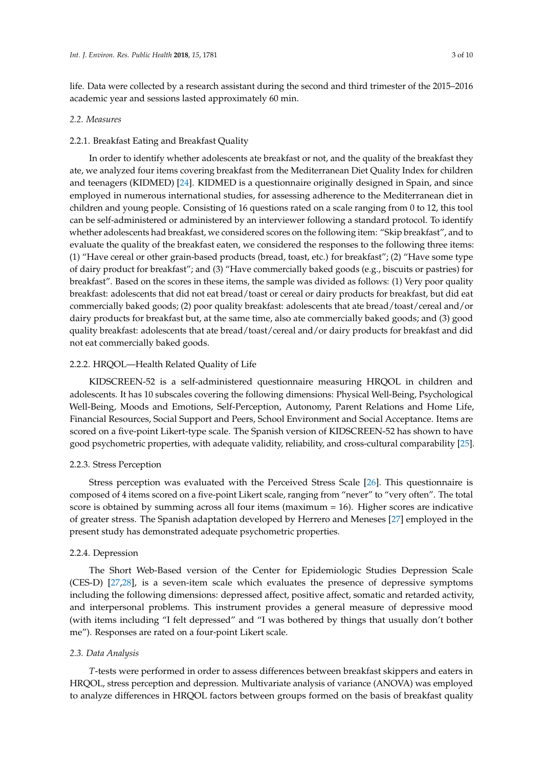life. Data were collected by a research assistant during the second and third trimester of the 2015–2016 academic year and sessions lasted approximately 60 min.

### 2.2. Measures

#### 2.2.1. Breakfast Eating and Breakfast Quality

In order to identify whether adolescents ate breakfast or not, and the quality of the breakfast they ate, we analyzed four items covering breakfast from the Mediterranean Diet Quality Index for children and teenagers (KIDMED) [24]. KIDMED is a questionnaire originally designed in Spain, and since employed in numerous international studies, for assessing adherence to the Mediterranean diet in children and young people. Consisting of 16 questions rated on a scale ranging from 0 to 12, this tool can be self-administered or administered by an interviewer following a standard protocol. To identify whether adolescents had breakfast, we considered scores on the following item: "Skip breakfast", and to evaluate the quality of the breakfast eaten, we considered the responses to the following three items: (1) "Have cereal or other grain-based products (bread, toast, etc.) for breakfast"; (2) "Have some type of dairy product for breakfast"; and (3) "Have commercially baked goods (e.g., biscuits or pastries) for breakfast". Based on the scores in these items, the sample was divided as follows: (1) Very poor quality breakfast: adolescents that did not eat bread/toast or cereal or dairy products for breakfast, but did eat commercially baked goods; (2) poor quality breakfast: adolescents that ate bread/toast/cereal and/or dairy products for breakfast but, at the same time, also ate commercially baked goods; and (3) good quality breakfast: adolescents that ate bread/toast/cereal and/or dairy products for breakfast and did not eat commercially baked goods.

#### 2.2.2. HRQOL—Health Related Quality of Life

KIDSCREEN-52 is a self-administered questionnaire measuring HRQOL in children and adolescents. It has 10 subscales covering the following dimensions: Physical Well-Being, Psychological Well-Being, Moods and Emotions, Self-Perception, Autonomy, Parent Relations and Home Life, Financial Resources, Social Support and Peers, School Environment and Social Acceptance. Items are scored on a five-point Likert-type scale. The Spanish version of KIDSCREEN-52 has shown to have good psychometric properties, with adequate validity, reliability, and cross-cultural comparability [25].

#### 2.2.3. Stress Perception

Stress perception was evaluated with the Perceived Stress Scale [26]. This questionnaire is composed of 4 items scored on a five-point Likert scale, ranging from "never" to "very often". The total score is obtained by summing across all four items (maximum = 16). Higher scores are indicative of greater stress. The Spanish adaptation developed by Herrero and Meneses [27] employed in the present study has demonstrated adequate psychometric properties.

#### 2.2.4. Depression

The Short Web-Based version of the Center for Epidemiologic Studies Depression Scale (CES-D) [27,28], is a seven-item scale which evaluates the presence of depressive symptoms including the following dimensions: depressed affect, positive affect, somatic and retarded activity, and interpersonal problems. This instrument provides a general measure of depressive mood (with items including "I felt depressed" and "I was bothered by things that usually don't bother me"). Responses are rated on a four-point Likert scale.

### 2.3. Data Analysis

*T*-tests were performed in order to assess differences between breakfast skippers and eaters in HRQOL, stress perception and depression. Multivariate analysis of variance (ANOVA) was employed to analyze differences in HRQOL factors between groups formed on the basis of breakfast quality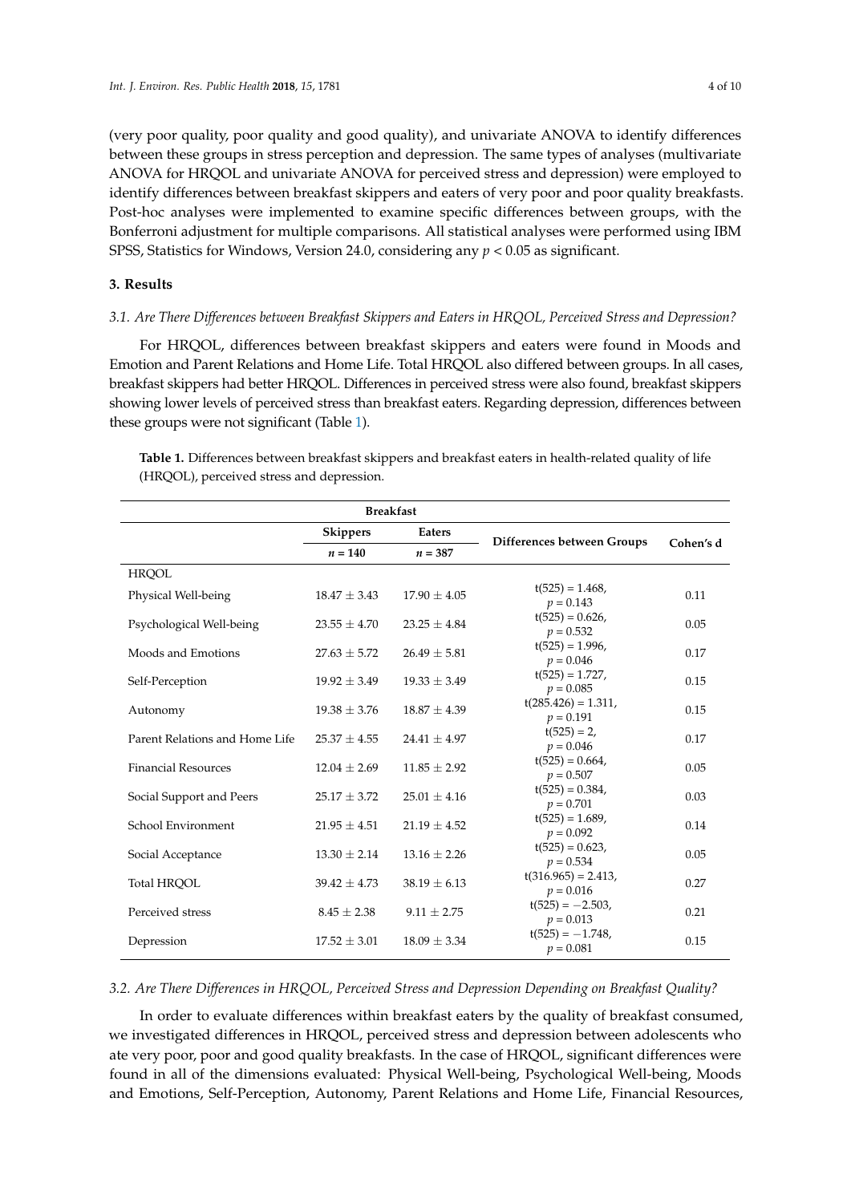(very poor quality, poor quality and good quality), and univariate ANOVA to identify differences between these groups in stress perception and depression. The same types of analyses (multivariate ANOVA for HRQOL and univariate ANOVA for perceived stress and depression) were employed to identify differences between breakfast skippers and eaters of very poor and poor quality breakfasts. Post-hoc analyses were implemented to examine specific differences between groups, with the Bonferroni adjustment for multiple comparisons. All statistical analyses were performed using IBM SPSS, Statistics for Windows, Version 24.0, considering any $p < 0.05$ as significant.

## 3. Results

### 3.1. Are There Differences between Breakfast Skippers and Eaters in HRQOL, Perceived Stress and Depression?

For HRQOL, differences between breakfast skippers and eaters were found in Moods and Emotion and Parent Relations and Home Life. Total HRQOL also differed between groups. In all cases, breakfast skippers had better HRQOL. Differences in perceived stress were also found, breakfast skippers showing lower levels of perceived stress than breakfast eaters. Regarding depression, differences between these groups were not significant (Table 1).

**Table 1.** Differences between breakfast skippers and breakfast eaters in health-related quality of life (HRQOL), perceived stress and depression.

| | Breakfast | | Differences between Groups | Cohen's d |
|---|---|---|---|---|
| | Skippers | Eaters | | |
| | $n = 140$ | $n = 387$ | | |
| HRQOL | | | | |
| Physical Well-being | 18.47 ± 3.43 | 17.90 ± 4.05 | $t(525) = 1.468$, $p = 0.143$ | 0.11 |
| Psychological Well-being | 23.55 ± 4.70 | 23.25 ± 4.84 | $t(525) = 0.626$, $p = 0.532$ | 0.05 |
| Moods and Emotions | 27.63 ± 5.72 | 26.49 ± 5.81 | $t(525) = 1.996$, $p = 0.046$ | 0.17 |
| Self-Perception | 19.92 ± 3.49 | 19.33 ± 3.49 | $t(525) = 1.727$, $p = 0.085$ | 0.15 |
| Autonomy | 19.38 ± 3.76 | 18.87 ± 4.39 | $t(285.426) = 1.311$, $p = 0.191$ | 0.15 |
| Parent Relations and Home Life | 25.37 ± 4.55 | 24.41 ± 4.97 | $t(525) = 2$, $p = 0.046$ | 0.17 |
| Financial Resources | 12.04 ± 2.69 | 11.85 ± 2.92 | $t(525) = 0.664$, $p = 0.507$ | 0.05 |
| Social Support and Peers | 25.17 ± 3.72 | 25.01 ± 4.16 | $t(525) = 0.384$, $p = 0.701$ | 0.03 |
| School Environment | 21.95 ± 4.51 | 21.19 ± 4.52 | $t(525) = 1.689$, $p = 0.092$ | 0.14 |
| Social Acceptance | 13.30 ± 2.14 | 13.16 ± 2.26 | $t(525) = 0.623$, $p = 0.534$ | 0.05 |
| Total HRQOL | 39.42 ± 4.73 | 38.19 ± 6.13 | $t(316.965) = 2.413$, $p = 0.016$ | 0.27 |
| Perceived stress | 8.45 ± 2.38 | 9.11 ± 2.75 | $t(525) = -2.503$, $p = 0.013$ | 0.21 |
| Depression | 17.52 ± 3.01 | 18.09 ± 3.34 | $t(525) = -1.748$, $p = 0.081$ | 0.15 |

### 3.2. Are There Differences in HRQOL, Perceived Stress and Depression Depending on Breakfast Quality?

In order to evaluate differences within breakfast eaters by the quality of breakfast consumed, we investigated differences in HRQOL, perceived stress and depression between adolescents who ate very poor, poor and good quality breakfasts. In the case of HRQOL, significant differences were found in all of the dimensions evaluated: Physical Well-being, Psychological Well-being, Moods and Emotions, Self-Perception, Autonomy, Parent Relations and Home Life, Financial Resources,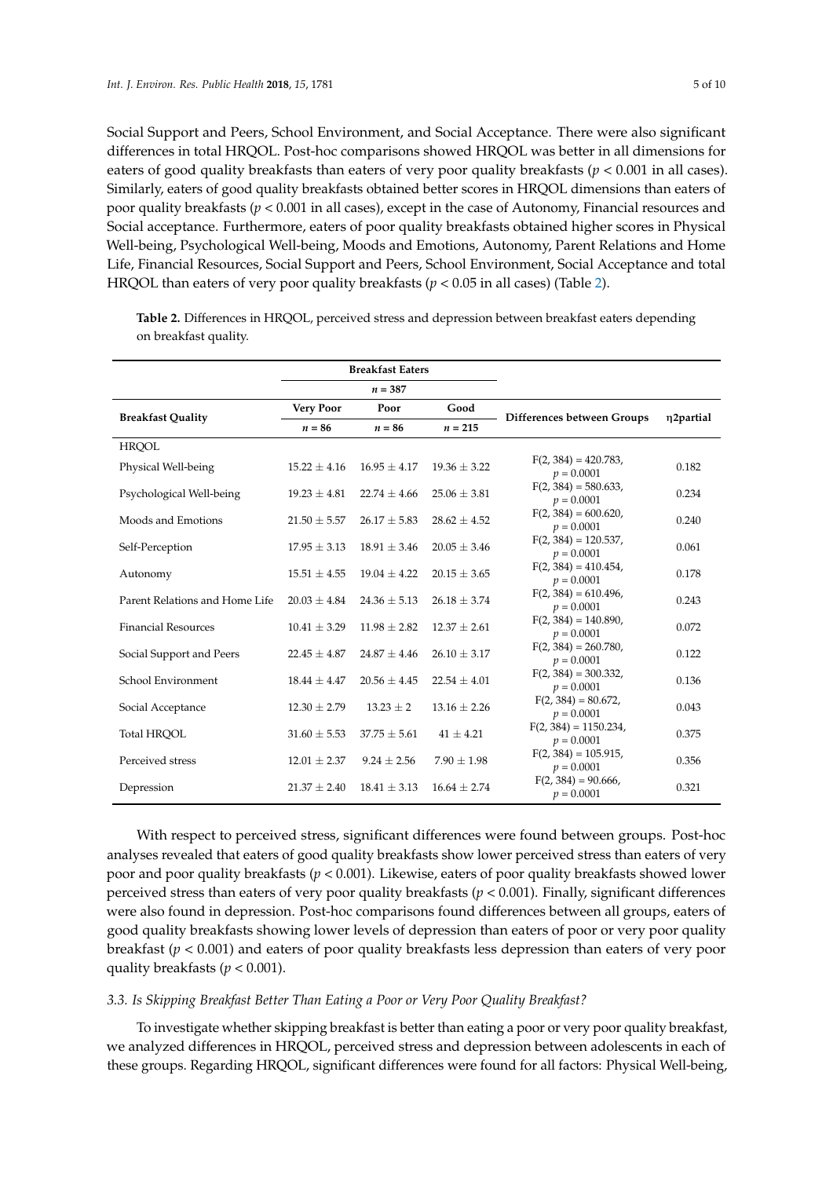Social Support and Peers, School Environment, and Social Acceptance. There were also significant differences in total HRQOL. Post-hoc comparisons showed HRQOL was better in all dimensions for eaters of good quality breakfasts than eaters of very poor quality breakfasts ($p < 0.001$ in all cases). Similarly, eaters of good quality breakfasts obtained better scores in HRQOL dimensions than eaters of poor quality breakfasts ($p < 0.001$ in all cases), except in the case of Autonomy, Financial resources and Social acceptance. Furthermore, eaters of poor quality breakfasts obtained higher scores in Physical Well-being, Psychological Well-being, Moods and Emotions, Autonomy, Parent Relations and Home Life, Financial Resources, Social Support and Peers, School Environment, Social Acceptance and total HRQOL than eaters of very poor quality breakfasts ($p < 0.05$ in all cases) (Table 2).

**Table 2.** Differences in HRQOL, perceived stress and depression between breakfast eaters depending on breakfast quality.

| | Breakfast Eaters | | | | |
|---|---|---|---|---|---|
| | $n = 387$ | | | | |
| **Breakfast Quality** | **Very Poor** | **Poor** | **Good** | **Differences between Groups** | **η2partial** |
| | $n = 86$ | $n = 86$ | $n = 215$ | | |
| HRQOL | | | | | |
| Physical Well-being | 15.22 ± 4.16 | 16.95 ± 4.17 | 19.36 ± 3.22 | $F(2, 384) = 420.783$, $p = 0.0001$ | 0.182 |
| Psychological Well-being | 19.23 ± 4.81 | 22.74 ± 4.66 | 25.06 ± 3.81 | $F(2, 384) = 580.633$, $p = 0.0001$ | 0.234 |
| Moods and Emotions | 21.50 ± 5.57 | 26.17 ± 5.83 | 28.62 ± 4.52 | $F(2, 384) = 600.620$, $p = 0.0001$ | 0.240 |
| Self-Perception | 17.95 ± 3.13 | 18.91 ± 3.46 | 20.05 ± 3.46 | $F(2, 384) = 120.537$, $p = 0.0001$ | 0.061 |
| Autonomy | 15.51 ± 4.55 | 19.04 ± 4.22 | 20.15 ± 3.65 | $F(2, 384) = 410.454$, $p = 0.0001$ | 0.178 |
| Parent Relations and Home Life | 20.03 ± 4.84 | 24.36 ± 5.13 | 26.18 ± 3.74 | $F(2, 384) = 610.496$, $p = 0.0001$ | 0.243 |
| Financial Resources | 10.41 ± 3.29 | 11.98 ± 2.82 | 12.37 ± 2.61 | $F(2, 384) = 140.890$, $p = 0.0001$ | 0.072 |
| Social Support and Peers | 22.45 ± 4.87 | 24.87 ± 4.46 | 26.10 ± 3.17 | $F(2, 384) = 260.780$, $p = 0.0001$ | 0.122 |
| School Environment | 18.44 ± 4.47 | 20.56 ± 4.45 | 22.54 ± 4.01 | $F(2, 384) = 300.332$, $p = 0.0001$ | 0.136 |
| Social Acceptance | 12.30 ± 2.79 | 13.23 ± 2 | 13.16 ± 2.26 | $F(2, 384) = 80.672$, $p = 0.0001$ | 0.043 |
| Total HRQOL | 31.60 ± 5.53 | 37.75 ± 5.61 | 41 ± 4.21 | $F(2, 384) = 1150.234$, $p = 0.0001$ | 0.375 |
| Perceived stress | 12.01 ± 2.37 | 9.24 ± 2.56 | 7.90 ± 1.98 | $F(2, 384) = 105.915$, $p = 0.0001$ | 0.356 |
| Depression | 21.37 ± 2.40 | 18.41 ± 3.13 | 16.64 ± 2.74 | $F(2, 384) = 90.666$, $p = 0.0001$ | 0.321 |

With respect to perceived stress, significant differences were found between groups. Post-hoc analyses revealed that eaters of good quality breakfasts show lower perceived stress than eaters of very poor and poor quality breakfasts ($p < 0.001$). Likewise, eaters of poor quality breakfasts showed lower perceived stress than eaters of very poor quality breakfasts ($p < 0.001$). Finally, significant differences were also found in depression. Post-hoc comparisons found differences between all groups, eaters of good quality breakfasts showing lower levels of depression than eaters of poor or very poor quality breakfast ($p < 0.001$) and eaters of poor quality breakfasts less depression than eaters of very poor quality breakfasts ($p < 0.001$).

### *3.3. Is Skipping Breakfast Better Than Eating a Poor or Very Poor Quality Breakfast?*

To investigate whether skipping breakfast is better than eating a poor or very poor quality breakfast, we analyzed differences in HRQOL, perceived stress and depression between adolescents in each of these groups. Regarding HRQOL, significant differences were found for all factors: Physical Well-being,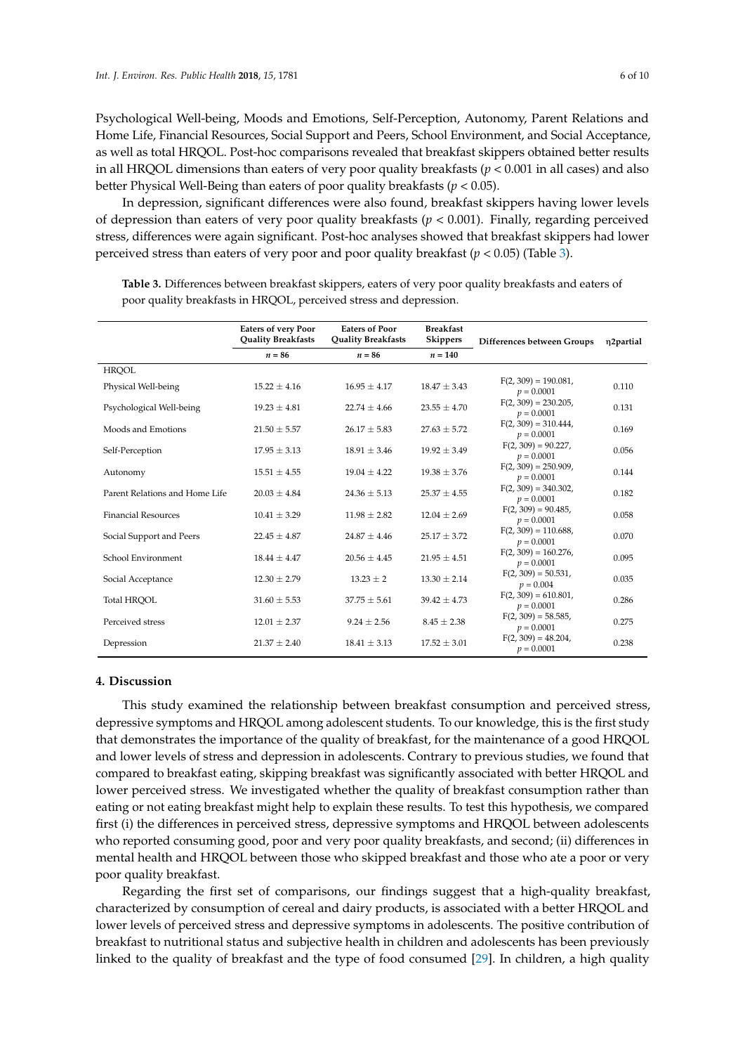Psychological Well-being, Moods and Emotions, Self-Perception, Autonomy, Parent Relations and Home Life, Financial Resources, Social Support and Peers, School Environment, and Social Acceptance, as well as total HRQOL. Post-hoc comparisons revealed that breakfast skippers obtained better results in all HRQOL dimensions than eaters of very poor quality breakfasts ($p < 0.001$ in all cases) and also better Physical Well-Being than eaters of poor quality breakfasts ($p < 0.05$).

In depression, significant differences were also found, breakfast skippers having lower levels of depression than eaters of very poor quality breakfasts ($p < 0.001$). Finally, regarding perceived stress, differences were again significant. Post-hoc analyses showed that breakfast skippers had lower perceived stress than eaters of very poor and poor quality breakfast ($p < 0.05$) (Table 3).

**Table 3.** Differences between breakfast skippers, eaters of very poor quality breakfasts and eaters of poor quality breakfasts in HRQOL, perceived stress and depression.

| | Eaters of very Poor Quality Breakfasts | Eaters of Poor Quality Breakfasts | Breakfast Skippers | Differences between Groups | η2partial |
|---|---|---|---|---|---|
| | $n = 86$ | $n = 86$ | $n = 140$ | | |
| HRQOL | | | | | |
| Physical Well-being | 15.22 ± 4.16 | 16.95 ± 4.17 | 18.47 ± 3.43 | $F(2, 309) = 190.081$, $p = 0.0001$ | 0.110 |
| Psychological Well-being | 19.23 ± 4.81 | 22.74 ± 4.66 | 23.55 ± 4.70 | $F(2, 309) = 230.205$, $p = 0.0001$ | 0.131 |
| Moods and Emotions | 21.50 ± 5.57 | 26.17 ± 5.83 | 27.63 ± 5.72 | $F(2, 309) = 310.444$, $p = 0.0001$ | 0.169 |
| Self-Perception | 17.95 ± 3.13 | 18.91 ± 3.46 | 19.92 ± 3.49 | $F(2, 309) = 90.227$, $p = 0.0001$ | 0.056 |
| Autonomy | 15.51 ± 4.55 | 19.04 ± 4.22 | 19.38 ± 3.76 | $F(2, 309) = 250.909$, $p = 0.0001$ | 0.144 |
| Parent Relations and Home Life | 20.03 ± 4.84 | 24.36 ± 5.13 | 25.37 ± 4.55 | $F(2, 309) = 340.302$, $p = 0.0001$ | 0.182 |
| Financial Resources | 10.41 ± 3.29 | 11.98 ± 2.82 | 12.04 ± 2.69 | $F(2, 309) = 90.485$, $p = 0.0001$ | 0.058 |
| Social Support and Peers | 22.45 ± 4.87 | 24.87 ± 4.46 | 25.17 ± 3.72 | $F(2, 309) = 110.688$, $p = 0.0001$ | 0.070 |
| School Environment | 18.44 ± 4.47 | 20.56 ± 4.45 | 21.95 ± 4.51 | $F(2, 309) = 160.276$, $p = 0.0001$ | 0.095 |
| Social Acceptance | 12.30 ± 2.79 | 13.23 ± 2 | 13.30 ± 2.14 | $F(2, 309) = 50.531$, $p = 0.004$ | 0.035 |
| Total HRQOL | 31.60 ± 5.53 | 37.75 ± 5.61 | 39.42 ± 4.73 | $F(2, 309) = 610.801$, $p = 0.0001$ | 0.286 |
| Perceived stress | 12.01 ± 2.37 | 9.24 ± 2.56 | 8.45 ± 2.38 | $F(2, 309) = 58.585$, $p = 0.0001$ | 0.275 |
| Depression | 21.37 ± 2.40 | 18.41 ± 3.13 | 17.52 ± 3.01 | $F(2, 309) = 48.204$, $p = 0.0001$ | 0.238 |

## 4. Discussion

This study examined the relationship between breakfast consumption and perceived stress, depressive symptoms and HRQOL among adolescent students. To our knowledge, this is the first study that demonstrates the importance of the quality of breakfast, for the maintenance of a good HRQOL and lower levels of stress and depression in adolescents. Contrary to previous studies, we found that compared to breakfast eating, skipping breakfast was significantly associated with better HRQOL and lower perceived stress. We investigated whether the quality of breakfast consumption rather than eating or not eating breakfast might help to explain these results. To test this hypothesis, we compared first (i) the differences in perceived stress, depressive symptoms and HRQOL between adolescents who reported consuming good, poor and very poor quality breakfasts, and second; (ii) differences in mental health and HRQOL between those who skipped breakfast and those who ate a poor or very poor quality breakfast.

Regarding the first set of comparisons, our findings suggest that a high-quality breakfast, characterized by consumption of cereal and dairy products, is associated with a better HRQOL and lower levels of perceived stress and depressive symptoms in adolescents. The positive contribution of breakfast to nutritional status and subjective health in children and adolescents has been previously linked to the quality of breakfast and the type of food consumed [29]. In children, a high quality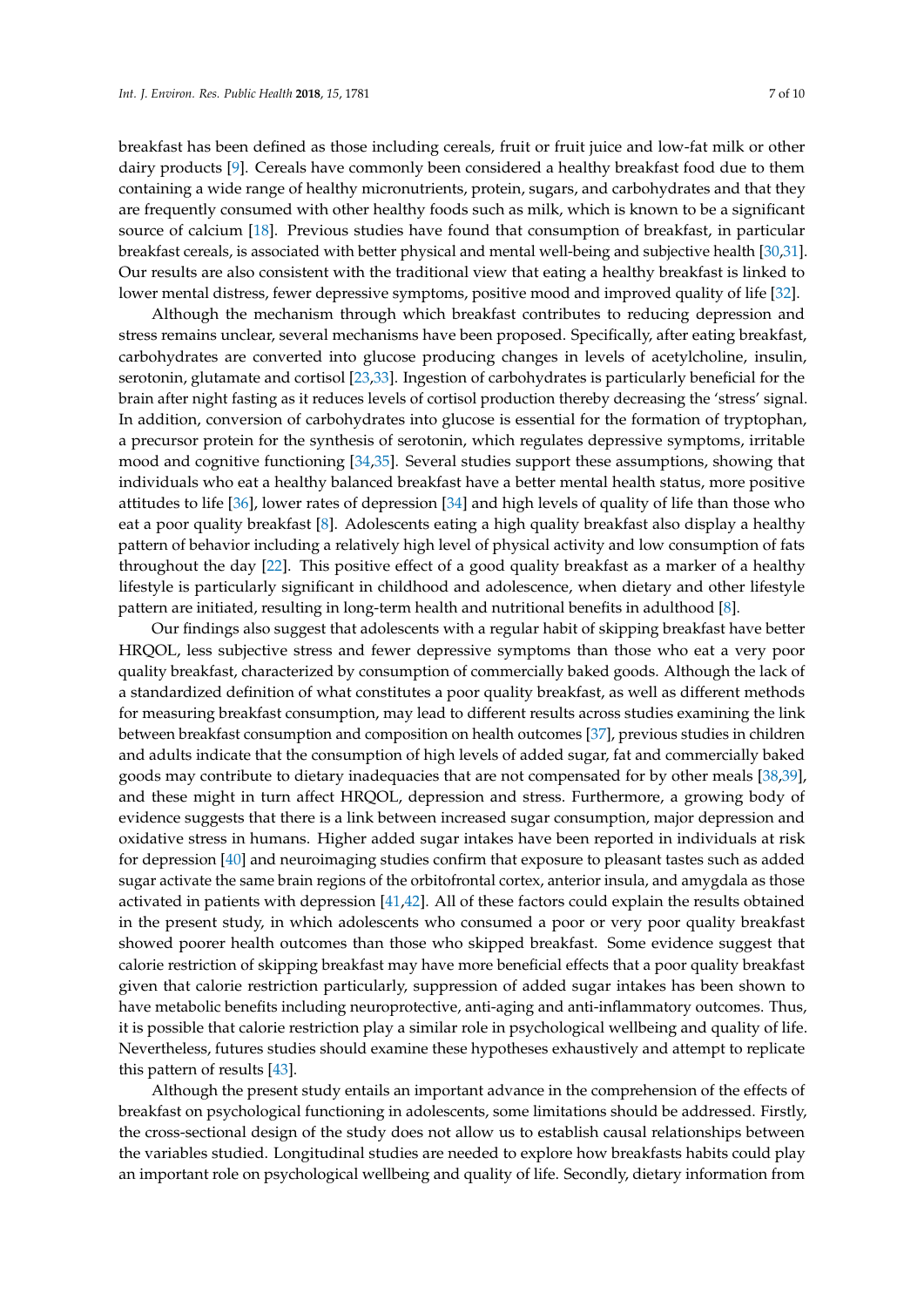breakfast has been defined as those including cereals, fruit or fruit juice and low-fat milk or other dairy products [9]. Cereals have commonly been considered a healthy breakfast food due to them containing a wide range of healthy micronutrients, protein, sugars, and carbohydrates and that they are frequently consumed with other healthy foods such as milk, which is known to be a significant source of calcium [18]. Previous studies have found that consumption of breakfast, in particular breakfast cereals, is associated with better physical and mental well-being and subjective health [30,31]. Our results are also consistent with the traditional view that eating a healthy breakfast is linked to lower mental distress, fewer depressive symptoms, positive mood and improved quality of life [32].

Although the mechanism through which breakfast contributes to reducing depression and stress remains unclear, several mechanisms have been proposed. Specifically, after eating breakfast, carbohydrates are converted into glucose producing changes in levels of acetylcholine, insulin, serotonin, glutamate and cortisol [23,33]. Ingestion of carbohydrates is particularly beneficial for the brain after night fasting as it reduces levels of cortisol production thereby decreasing the 'stress' signal. In addition, conversion of carbohydrates into glucose is essential for the formation of tryptophan, a precursor protein for the synthesis of serotonin, which regulates depressive symptoms, irritable mood and cognitive functioning [34,35]. Several studies support these assumptions, showing that individuals who eat a healthy balanced breakfast have a better mental health status, more positive attitudes to life [36], lower rates of depression [34] and high levels of quality of life than those who eat a poor quality breakfast [8]. Adolescents eating a high quality breakfast also display a healthy pattern of behavior including a relatively high level of physical activity and low consumption of fats throughout the day [22]. This positive effect of a good quality breakfast as a marker of a healthy lifestyle is particularly significant in childhood and adolescence, when dietary and other lifestyle pattern are initiated, resulting in long-term health and nutritional benefits in adulthood [8].

Our findings also suggest that adolescents with a regular habit of skipping breakfast have better HRQOL, less subjective stress and fewer depressive symptoms than those who eat a very poor quality breakfast, characterized by consumption of commercially baked goods. Although the lack of a standardized definition of what constitutes a poor quality breakfast, as well as different methods for measuring breakfast consumption, may lead to different results across studies examining the link between breakfast consumption and composition on health outcomes [37], previous studies in children and adults indicate that the consumption of high levels of added sugar, fat and commercially baked goods may contribute to dietary inadequacies that are not compensated for by other meals [38,39], and these might in turn affect HRQOL, depression and stress. Furthermore, a growing body of evidence suggests that there is a link between increased sugar consumption, major depression and oxidative stress in humans. Higher added sugar intakes have been reported in individuals at risk for depression [40] and neuroimaging studies confirm that exposure to pleasant tastes such as added sugar activate the same brain regions of the orbitofrontal cortex, anterior insula, and amygdala as those activated in patients with depression [41,42]. All of these factors could explain the results obtained in the present study, in which adolescents who consumed a poor or very poor quality breakfast showed poorer health outcomes than those who skipped breakfast. Some evidence suggest that calorie restriction of skipping breakfast may have more beneficial effects that a poor quality breakfast given that calorie restriction particularly, suppression of added sugar intakes has been shown to have metabolic benefits including neuroprotective, anti-aging and anti-inflammatory outcomes. Thus, it is possible that calorie restriction play a similar role in psychological wellbeing and quality of life. Nevertheless, futures studies should examine these hypotheses exhaustively and attempt to replicate this pattern of results [43].

Although the present study entails an important advance in the comprehension of the effects of breakfast on psychological functioning in adolescents, some limitations should be addressed. Firstly, the cross-sectional design of the study does not allow us to establish causal relationships between the variables studied. Longitudinal studies are needed to explore how breakfasts habits could play an important role on psychological wellbeing and quality of life. Secondly, dietary information from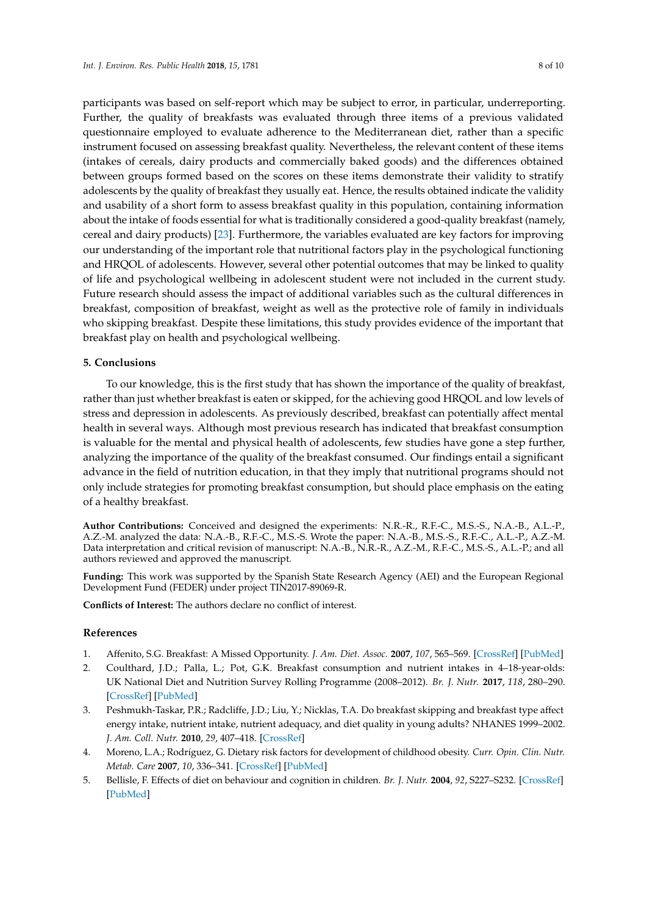participants was based on self-report which may be subject to error, in particular, underreporting. Further, the quality of breakfasts was evaluated through three items of a previous validated questionnaire employed to evaluate adherence to the Mediterranean diet, rather than a specific instrument focused on assessing breakfast quality. Nevertheless, the relevant content of these items (intakes of cereals, dairy products and commercially baked goods) and the differences obtained between groups formed based on the scores on these items demonstrate their validity to stratify adolescents by the quality of breakfast they usually eat. Hence, the results obtained indicate the validity and usability of a short form to assess breakfast quality in this population, containing information about the intake of foods essential for what is traditionally considered a good-quality breakfast (namely, cereal and dairy products) [23]. Furthermore, the variables evaluated are key factors for improving our understanding of the important role that nutritional factors play in the psychological functioning and HRQOL of adolescents. However, several other potential outcomes that may be linked to quality of life and psychological wellbeing in adolescent student were not included in the current study. Future research should assess the impact of additional variables such as the cultural differences in breakfast, composition of breakfast, weight as well as the protective role of family in individuals who skipping breakfast. Despite these limitations, this study provides evidence of the important that breakfast play on health and psychological wellbeing.

## 5. Conclusions

To our knowledge, this is the first study that has shown the importance of the quality of breakfast, rather than just whether breakfast is eaten or skipped, for the achieving good HRQOL and low levels of stress and depression in adolescents. As previously described, breakfast can potentially affect mental health in several ways. Although most previous research has indicated that breakfast consumption is valuable for the mental and physical health of adolescents, few studies have gone a step further, analyzing the importance of the quality of the breakfast consumed. Our findings entail a significant advance in the field of nutrition education, in that they imply that nutritional programs should not only include strategies for promoting breakfast consumption, but should place emphasis on the eating of a healthy breakfast.

**Author Contributions:** Conceived and designed the experiments: N.R.-R., R.F.-C., M.S.-S., N.A.-B., A.L.-P., A.Z.-M. analyzed the data: N.A.-B., R.F.-C., M.S.-S. Wrote the paper: N.A.-B., M.S.-S., R.F.-C., A.L.-P., A.Z.-M. Data interpretation and critical revision of manuscript: N.A.-B., N.R.-R., A.Z.-M., R.F.-C., M.S.-S., A.L.-P.; and all authors reviewed and approved the manuscript.

**Funding:** This work was supported by the Spanish State Research Agency (AEI) and the European Regional Development Fund (FEDER) under project TIN2017-89069-R.

**Conflicts of Interest:** The authors declare no conflict of interest.

## References

1. Affenito, S.G. Breakfast: A Missed Opportunity. *J. Am. Diet. Assoc.* **2007**, *107*, 565–569. [CrossRef] [PubMed]
2. Coulthard, J.D.; Palla, L.; Pot, G.K. Breakfast consumption and nutrient intakes in 4–18-year-olds: UK National Diet and Nutrition Survey Rolling Programme (2008–2012). *Br. J. Nutr.* **2017**, *118*, 280–290. [CrossRef] [PubMed]
3. Peshmukh-Taskar, P.R.; Radcliffe, J.D.; Liu, Y.; Nicklas, T.A. Do breakfast skipping and breakfast type affect energy intake, nutrient intake, nutrient adequacy, and diet quality in young adults? NHANES 1999–2002. *J. Am. Coll. Nutr.* **2010**, *29*, 407–418. [CrossRef]
4. Moreno, L.A.; Rodríguez, G. Dietary risk factors for development of childhood obesity. *Curr. Opin. Clin. Nutr. Metab. Care* **2007**, *10*, 336–341. [CrossRef] [PubMed]
5. Bellisle, F. Effects of diet on behaviour and cognition in children. *Br. J. Nutr.* **2004**, *92*, S227–S232. [CrossRef] [PubMed]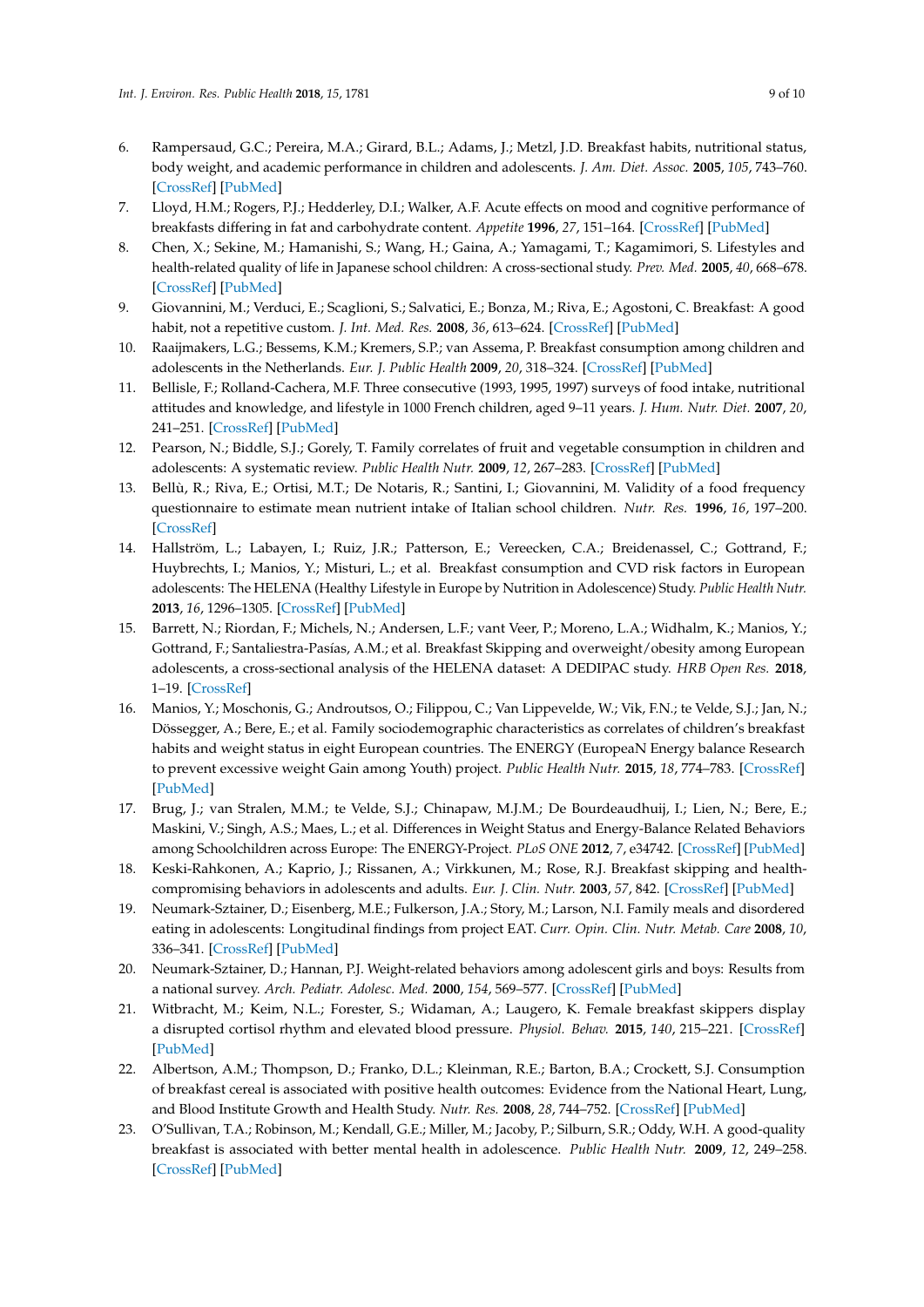6. Rampersaud, G.C.; Pereira, M.A.; Girard, B.L.; Adams, J.; Metzl, J.D. Breakfast habits, nutritional status, body weight, and academic performance in children and adolescents. *J. Am. Diet. Assoc.* **2005**, *105*, 743–760. [CrossRef] [PubMed]
7. Lloyd, H.M.; Rogers, P.J.; Hedderley, D.I.; Walker, A.F. Acute effects on mood and cognitive performance of breakfasts differing in fat and carbohydrate content. *Appetite* **1996**, *27*, 151–164. [CrossRef] [PubMed]
8. Chen, X.; Sekine, M.; Hamanishi, S.; Wang, H.; Gaina, A.; Yamagami, T.; Kagamimori, S. Lifestyles and health-related quality of life in Japanese school children: A cross-sectional study. *Prev. Med.* **2005**, *40*, 668–678. [CrossRef] [PubMed]
9. Giovannini, M.; Verduci, E.; Scaglioni, S.; Salvatici, E.; Bonza, M.; Riva, E.; Agostoni, C. Breakfast: A good habit, not a repetitive custom. *J. Int. Med. Res.* **2008**, *36*, 613–624. [CrossRef] [PubMed]
10. Raaijmakers, L.G.; Bessems, K.M.; Kremers, S.P.; van Assema, P. Breakfast consumption among children and adolescents in the Netherlands. *Eur. J. Public Health* **2009**, *20*, 318–324. [CrossRef] [PubMed]
11. Bellisle, F.; Rolland-Cachera, M.F. Three consecutive (1993, 1995, 1997) surveys of food intake, nutritional attitudes and knowledge, and lifestyle in 1000 French children, aged 9–11 years. *J. Hum. Nutr. Diet.* **2007**, *20*, 241–251. [CrossRef] [PubMed]
12. Pearson, N.; Biddle, S.J.; Gorely, T. Family correlates of fruit and vegetable consumption in children and adolescents: A systematic review. *Public Health Nutr.* **2009**, *12*, 267–283. [CrossRef] [PubMed]
13. Bellù, R.; Riva, E.; Ortisi, M.T.; De Notaris, R.; Santini, I.; Giovannini, M. Validity of a food frequency questionnaire to estimate mean nutrient intake of Italian school children. *Nutr. Res.* **1996**, *16*, 197–200. [CrossRef]
14. Hallström, L.; Labayen, I.; Ruiz, J.R.; Patterson, E.; Vereecken, C.A.; Breidenassel, C.; Gottrand, F.; Huybrechts, I.; Manios, Y.; Misturi, L.; et al. Breakfast consumption and CVD risk factors in European adolescents: The HELENA (Healthy Lifestyle in Europe by Nutrition in Adolescence) Study. *Public Health Nutr.* **2013**, *16*, 1296–1305. [CrossRef] [PubMed]
15. Barrett, N.; Riordan, F.; Michels, N.; Andersen, L.F.; vant Veer, P.; Moreno, L.A.; Widhalm, K.; Manios, Y.; Gottrand, F.; Santaliestra-Pasías, A.M.; et al. Breakfast Skipping and overweight/obesity among European adolescents, a cross-sectional analysis of the HELENA dataset: A DEDIPAC study. *HRB Open Res.* **2018**, 1–19. [CrossRef]
16. Manios, Y.; Moschonis, G.; Androutsos, O.; Filippou, C.; Van Lippevelde, W.; Vik, F.N.; te Velde, S.J.; Jan, N.; Dössegger, A.; Bere, E.; et al. Family sociodemographic characteristics as correlates of children's breakfast habits and weight status in eight European countries. The ENERGY (EuropeaN Energy balance Research to prevent excessive weight Gain among Youth) project. *Public Health Nutr.* **2015**, *18*, 774–783. [CrossRef] [PubMed]
17. Brug, J.; van Stralen, M.M.; te Velde, S.J.; Chinapaw, M.J.M.; De Bourdeaudhuij, I.; Lien, N.; Bere, E.; Maskini, V.; Singh, A.S.; Maes, L.; et al. Differences in Weight Status and Energy-Balance Related Behaviors among Schoolchildren across Europe: The ENERGY-Project. *PLoS ONE* **2012**, *7*, e34742. [CrossRef] [PubMed]
18. Keski-Rahkonen, A.; Kaprio, J.; Rissanen, A.; Virkkunen, M.; Rose, R.J. Breakfast skipping and health-compromising behaviors in adolescents and adults. *Eur. J. Clin. Nutr.* **2003**, *57*, 842. [CrossRef] [PubMed]
19. Neumark-Sztainer, D.; Eisenberg, M.E.; Fulkerson, J.A.; Story, M.; Larson, N.I. Family meals and disordered eating in adolescents: Longitudinal findings from project EAT. *Curr. Opin. Clin. Nutr. Metab. Care* **2008**, *10*, 336–341. [CrossRef] [PubMed]
20. Neumark-Sztainer, D.; Hannan, P.J. Weight-related behaviors among adolescent girls and boys: Results from a national survey. *Arch. Pediatr. Adolesc. Med.* **2000**, *154*, 569–577. [CrossRef] [PubMed]
21. Witbracht, M.; Keim, N.L.; Forester, S.; Widaman, A.; Laugero, K. Female breakfast skippers display a disrupted cortisol rhythm and elevated blood pressure. *Physiol. Behav.* **2015**, *140*, 215–221. [CrossRef] [PubMed]
22. Albertson, A.M.; Thompson, D.; Franko, D.L.; Kleinman, R.E.; Barton, B.A.; Crockett, S.J. Consumption of breakfast cereal is associated with positive health outcomes: Evidence from the National Heart, Lung, and Blood Institute Growth and Health Study. *Nutr. Res.* **2008**, *28*, 744–752. [CrossRef] [PubMed]
23. O'Sullivan, T.A.; Robinson, M.; Kendall, G.E.; Miller, M.; Jacoby, P.; Silburn, S.R.; Oddy, W.H. A good-quality breakfast is associated with better mental health in adolescence. *Public Health Nutr.* **2009**, *12*, 249–258. [CrossRef] [PubMed]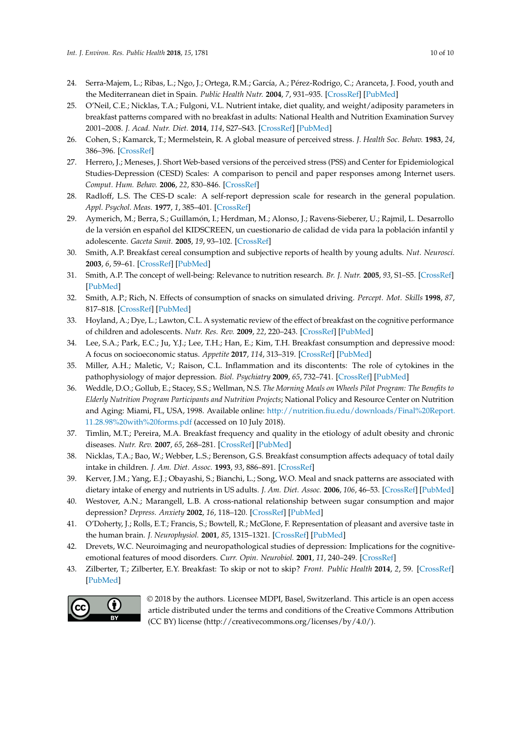24. Serra-Majem, L.; Ribas, L.; Ngo, J.; Ortega, R.M.; García, A.; Pérez-Rodrigo, C.; Aranceta, J. Food, youth and the Mediterranean diet in Spain. *Public Health Nutr.* **2004**, *7*, 931–935. [CrossRef] [PubMed]
25. O'Neil, C.E.; Nicklas, T.A.; Fulgoni, V.L. Nutrient intake, diet quality, and weight/adiposity parameters in breakfast patterns compared with no breakfast in adults: National Health and Nutrition Examination Survey 2001–2008. *J. Acad. Nutr. Diet.* **2014**, *114*, S27–S43. [CrossRef] [PubMed]
26. Cohen, S.; Kamarck, T.; Mermelstein, R. A global measure of perceived stress. *J. Health Soc. Behav.* **1983**, *24*, 386–396. [CrossRef]
27. Herrero, J.; Meneses, J. Short Web-based versions of the perceived stress (PSS) and Center for Epidemiological Studies-Depression (CESD) Scales: A comparison to pencil and paper responses among Internet users. *Comput. Hum. Behav.* **2006**, *22*, 830–846. [CrossRef]
28. Radloff, L.S. The CES-D scale: A self-report depression scale for research in the general population. *Appl. Psychol. Meas.* **1977**, *1*, 385–401. [CrossRef]
29. Aymerich, M.; Berra, S.; Guillamón, I.; Herdman, M.; Alonso, J.; Ravens-Sieberer, U.; Rajmil, L. Desarrollo de la versión en español del KIDSCREEN, un cuestionario de calidad de vida para la población infantil y adolescente. *Gaceta Sanit.* **2005**, *19*, 93–102. [CrossRef]
30. Smith, A.P. Breakfast cereal consumption and subjective reports of health by young adults. *Nut. Neurosci.* **2003**, *6*, 59–61. [CrossRef] [PubMed]
31. Smith, A.P. The concept of well-being: Relevance to nutrition research. *Br. J. Nutr.* **2005**, *93*, S1–S5. [CrossRef] [PubMed]
32. Smith, A.P.; Rich, N. Effects of consumption of snacks on simulated driving. *Percept. Mot. Skills* **1998**, *87*, 817–818. [CrossRef] [PubMed]
33. Hoyland, A.; Dye, L.; Lawton, C.L. A systematic review of the effect of breakfast on the cognitive performance of children and adolescents. *Nutr. Res. Rev.* **2009**, *22*, 220–243. [CrossRef] [PubMed]
34. Lee, S.A.; Park, E.C.; Ju, Y.J.; Lee, T.H.; Han, E.; Kim, T.H. Breakfast consumption and depressive mood: A focus on socioeconomic status. *Appetite* **2017**, *114*, 313–319. [CrossRef] [PubMed]
35. Miller, A.H.; Maletic, V.; Raison, C.L. Inflammation and its discontents: The role of cytokines in the pathophysiology of major depression. *Biol. Psychiatry* **2009**, *65*, 732–741. [CrossRef] [PubMed]
36. Weddle, D.O.; Gollub, E.; Stacey, S.S.; Wellman, N.S. *The Morning Meals on Wheels Pilot Program: The Benefits to Elderly Nutrition Program Participants and Nutrition Projects*; National Policy and Resource Center on Nutrition and Aging: Miami, FL, USA, 1998. Available online: http://nutrition.fiu.edu/downloads/Final%20Report.11.28.98%20with%20forms.pdf (accessed on 10 July 2018).
37. Timlin, M.T.; Pereira, M.A. Breakfast frequency and quality in the etiology of adult obesity and chronic diseases. *Nutr. Rev.* **2007**, *65*, 268–281. [CrossRef] [PubMed]
38. Nicklas, T.A.; Bao, W.; Webber, L.S.; Berenson, G.S. Breakfast consumption affects adequacy of total daily intake in children. *J. Am. Diet. Assoc.* **1993**, *93*, 886–891. [CrossRef]
39. Kerver, J.M.; Yang, E.J.; Obayashi, S.; Bianchi, L.; Song, W.O. Meal and snack patterns are associated with dietary intake of energy and nutrients in US adults. *J. Am. Diet. Assoc.* **2006**, *106*, 46–53. [CrossRef] [PubMed]
40. Westover, A.N.; Marangell, L.B. A cross-national relationship between sugar consumption and major depression? *Depress. Anxiety* **2002**, *16*, 118–120. [CrossRef] [PubMed]
41. O'Doherty, J.; Rolls, E.T.; Francis, S.; Bowtell, R.; McGlone, F. Representation of pleasant and aversive taste in the human brain. *J. Neurophysiol.* **2001**, *85*, 1315–1321. [CrossRef] [PubMed]
42. Drevets, W.C. Neuroimaging and neuropathological studies of depression: Implications for the cognitive-emotional features of mood disorders. *Curr. Opin. Neurobiol.* **2001**, *11*, 240–249. [CrossRef]
43. Zilberter, T.; Zilberter, E.Y. Breakfast: To skip or not to skip? *Front. Public Health* **2014**, *2*, 59. [CrossRef] [PubMed]

© 2018 by the authors. Licensee MDPI, Basel, Switzerland. This article is an open access article distributed under the terms and conditions of the Creative Commons Attribution (CC BY) license (http://creativecommons.org/licenses/by/4.0/).